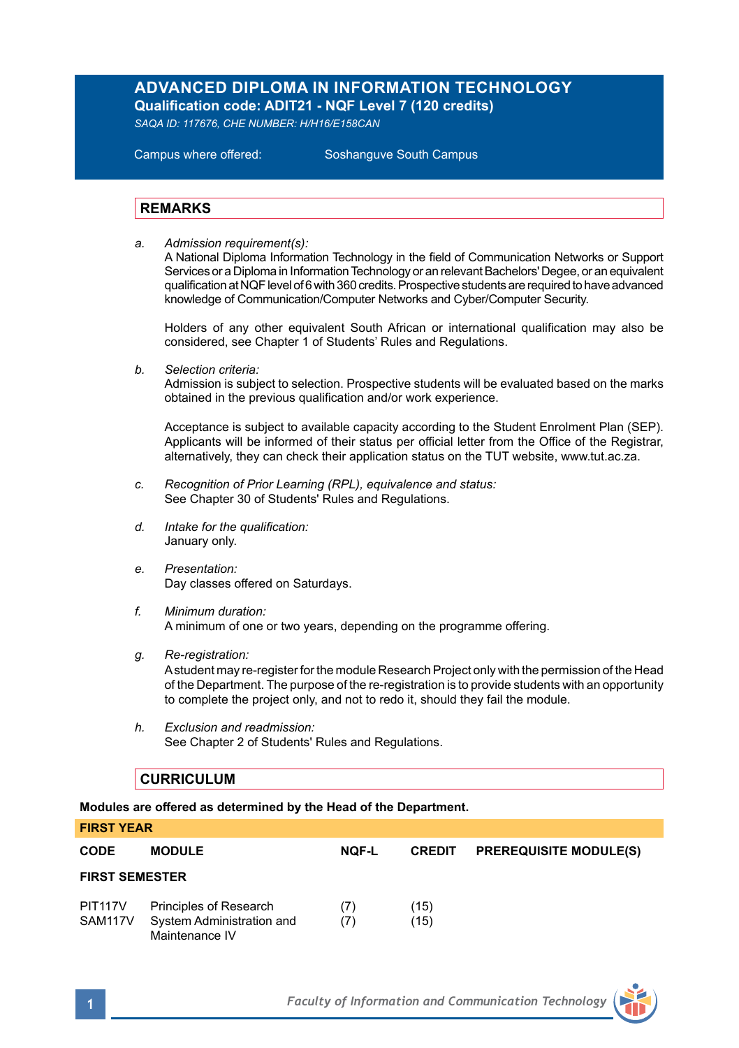# ADVANCED DIPLOMA IN INFORMATION TECHNOLOGY

**Qualification code: ADIT21 - NQF Level 7 (120 credits)**

*SAQA ID: 117676, CHE NUMBER: H/H16/E158CAN*

Campus where offered: Soshanguve South Campus

## REMARKS

a. *Admission requirement(s):*
A National Diploma Information Technology in the field of Communication Networks or Support Services or a Diploma in Information Technology or an relevant Bachelors' Degee, or an equivalent qualification at NQF level of 6 with 360 credits. Prospective students are required to have advanced knowledge of Communication/Computer Networks and Cyber/Computer Security.

Holders of any other equivalent South African or international qualification may also be considered, see Chapter 1 of Students' Rules and Regulations.

b. *Selection criteria:*
Admission is subject to selection. Prospective students will be evaluated based on the marks obtained in the previous qualification and/or work experience.

Acceptance is subject to available capacity according to the Student Enrolment Plan (SEP). Applicants will be informed of their status per official letter from the Office of the Registrar, alternatively, they can check their application status on the TUT website, www.tut.ac.za.

c. *Recognition of Prior Learning (RPL), equivalence and status:*
See Chapter 30 of Students' Rules and Regulations.

d. *Intake for the qualification:*
January only.

e. *Presentation:*
Day classes offered on Saturdays.

f. *Minimum duration:*
A minimum of one or two years, depending on the programme offering.

g. *Re-registration:*
A student may re-register for the module Research Project only with the permission of the Head of the Department. The purpose of the re-registration is to provide students with an opportunity to complete the project only, and not to redo it, should they fail the module.

h. *Exclusion and readmission:*
See Chapter 2 of Students' Rules and Regulations.

## CURRICULUM

**Modules are offered as determined by the Head of the Department.**

**FIRST YEAR**

| CODE | MODULE | NQF-L | CREDIT | PREREQUISITE MODULE(S) |
|---|---|---|---|---|
| **FIRST SEMESTER** | | | | |
| PIT117V | Principles of Research | (7) | (15) | |
| SAM117V | System Administration and Maintenance IV | (7) | (15) | |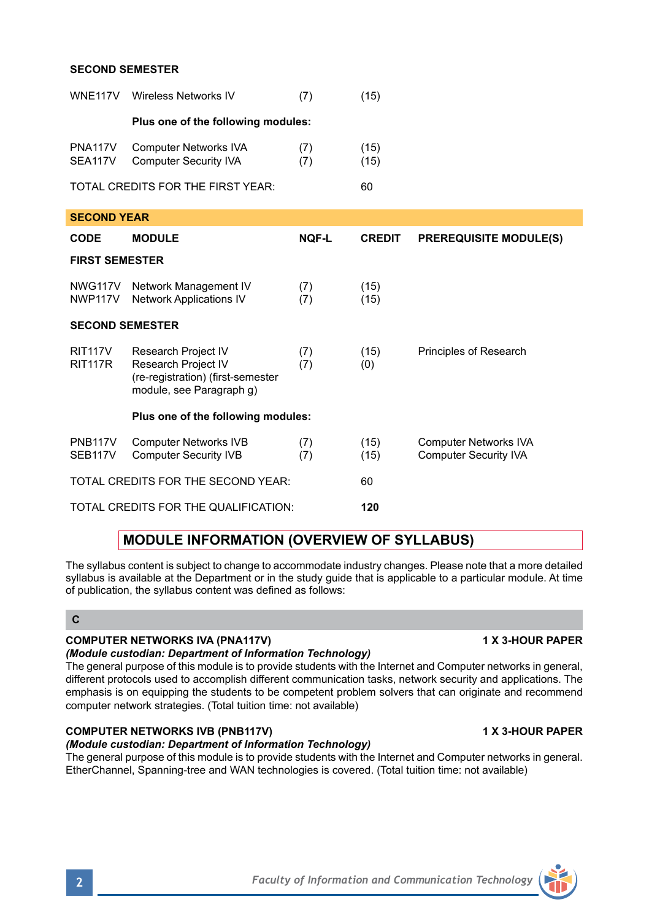**SECOND SEMESTER**

| | | | | |
|---|---|---|---|---|
| WNE117V | Wireless Networks IV | (7) | (15) | |
| | **Plus one of the following modules:** | | | |
| PNA117V | Computer Networks IVA | (7) | (15) | |
| SEA117V | Computer Security IVA | (7) | (15) | |
| TOTAL CREDITS FOR THE FIRST YEAR: | | | 60 | |

**SECOND YEAR**

| CODE | MODULE | NQF-L | CREDIT | PREREQUISITE MODULE(S) |
|---|---|---|---|---|
| **FIRST SEMESTER** | | | | |
| NWG117V | Network Management IV | (7) | (15) | |
| NWP117V | Network Applications IV | (7) | (15) | |
| **SECOND SEMESTER** | | | | |
| RIT117V | Research Project IV | (7) | (15) | Principles of Research |
| RIT117R | Research Project IV (re-registration) (first-semester module, see Paragraph g) | (7) | (0) | |
| | **Plus one of the following modules:** | | | |
| PNB117V | Computer Networks IVB | (7) | (15) | Computer Networks IVA |
| SEB117V | Computer Security IVB | (7) | (15) | Computer Security IVA |
| TOTAL CREDITS FOR THE SECOND YEAR: | | | 60 | |
| TOTAL CREDITS FOR THE QUALIFICATION: | | | **120** | |

## MODULE INFORMATION (OVERVIEW OF SYLLABUS)

The syllabus content is subject to change to accommodate industry changes. Please note that a more detailed syllabus is available at the Department or in the study guide that is applicable to a particular module. At time of publication, the syllabus content was defined as follows:

**C**

**COMPUTER NETWORKS IVA (PNA117V)** **1 X 3-HOUR PAPER**
***(Module custodian: Department of Information Technology)***
The general purpose of this module is to provide students with the Internet and Computer networks in general, different protocols used to accomplish different communication tasks, network security and applications. The emphasis is on equipping the students to be competent problem solvers that can originate and recommend computer network strategies. (Total tuition time: not available)

**COMPUTER NETWORKS IVB (PNB117V)** **1 X 3-HOUR PAPER**
***(Module custodian: Department of Information Technology)***
The general purpose of this module is to provide students with the Internet and Computer networks in general. EtherChannel, Spanning-tree and WAN technologies is covered. (Total tuition time: not available)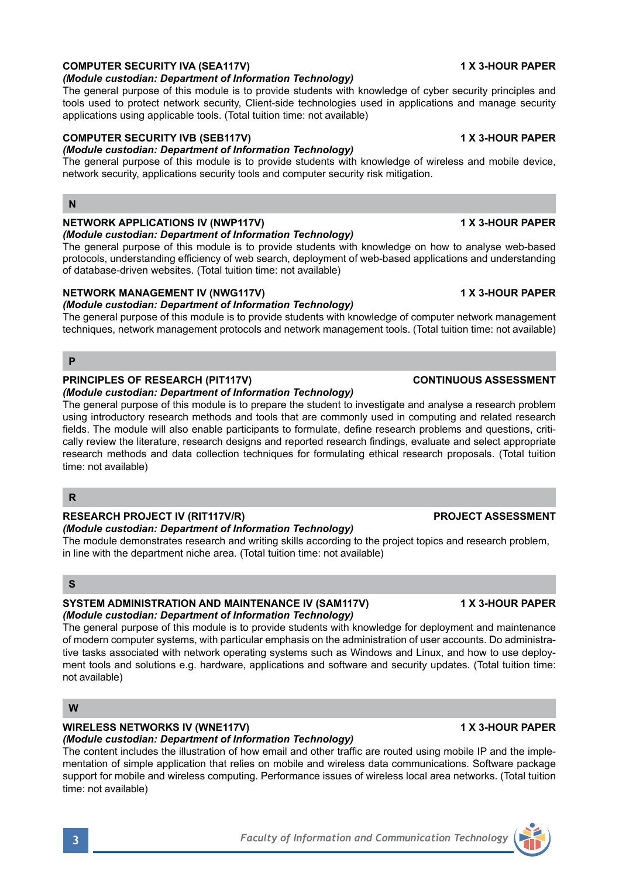**COMPUTER SECURITY IVA (SEA117V)** **1 X 3-HOUR PAPER**

*(Module custodian: Department of Information Technology)*

The general purpose of this module is to provide students with knowledge of cyber security principles and tools used to protect network security, Client-side technologies used in applications and manage security applications using applicable tools. (Total tuition time: not available)

**COMPUTER SECURITY IVB (SEB117V)** **1 X 3-HOUR PAPER**

*(Module custodian: Department of Information Technology)*

The general purpose of this module is to provide students with knowledge of wireless and mobile device, network security, applications security tools and computer security risk mitigation.

## N

**NETWORK APPLICATIONS IV (NWP117V)** **1 X 3-HOUR PAPER**

*(Module custodian: Department of Information Technology)*

The general purpose of this module is to provide students with knowledge on how to analyse web-based protocols, understanding efficiency of web search, deployment of web-based applications and understanding of database-driven websites. (Total tuition time: not available)

**NETWORK MANAGEMENT IV (NWG117V)** **1 X 3-HOUR PAPER**

*(Module custodian: Department of Information Technology)*

The general purpose of this module is to provide students with knowledge of computer network management techniques, network management protocols and network management tools. (Total tuition time: not available)

## P

**PRINCIPLES OF RESEARCH (PIT117V)** **CONTINUOUS ASSESSMENT**

*(Module custodian: Department of Information Technology)*

The general purpose of this module is to prepare the student to investigate and analyse a research problem using introductory research methods and tools that are commonly used in computing and related research fields. The module will also enable participants to formulate, define research problems and questions, critically review the literature, research designs and reported research findings, evaluate and select appropriate research methods and data collection techniques for formulating ethical research proposals. (Total tuition time: not available)

## R

**RESEARCH PROJECT IV (RIT117V/R)** **PROJECT ASSESSMENT**

*(Module custodian: Department of Information Technology)*

The module demonstrates research and writing skills according to the project topics and research problem, in line with the department niche area. (Total tuition time: not available)

## S

**SYSTEM ADMINISTRATION AND MAINTENANCE IV (SAM117V)** **1 X 3-HOUR PAPER**

*(Module custodian: Department of Information Technology)*

The general purpose of this module is to provide students with knowledge for deployment and maintenance of modern computer systems, with particular emphasis on the administration of user accounts. Do administrative tasks associated with network operating systems such as Windows and Linux, and how to use deployment tools and solutions e.g. hardware, applications and software and security updates. (Total tuition time: not available)

## W

**WIRELESS NETWORKS IV (WNE117V)** **1 X 3-HOUR PAPER**

*(Module custodian: Department of Information Technology)*

The content includes the illustration of how email and other traffic are routed using mobile IP and the implementation of simple application that relies on mobile and wireless data communications. Software package support for mobile and wireless computing. Performance issues of wireless local area networks. (Total tuition time: not available)